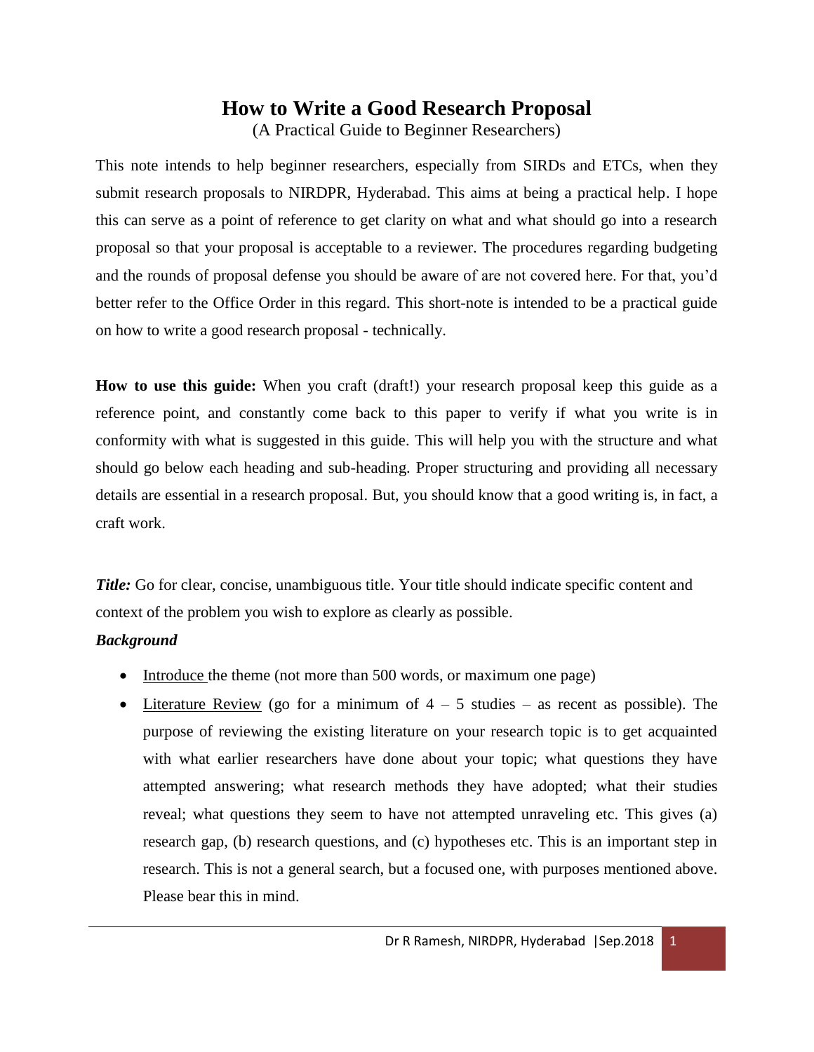# How to Write a Good Research Proposal

(A Practical Guide to Beginner Researchers)

This note intends to help beginner researchers, especially from SIRDs and ETCs, when they submit research proposals to NIRDPR, Hyderabad. This aims at being a practical help. I hope this can serve as a point of reference to get clarity on what and what should go into a research proposal so that your proposal is acceptable to a reviewer. The procedures regarding budgeting and the rounds of proposal defense you should be aware of are not covered here. For that, you'd better refer to the Office Order in this regard. This short-note is intended to be a practical guide on how to write a good research proposal - technically.

**How to use this guide:** When you craft (draft!) your research proposal keep this guide as a reference point, and constantly come back to this paper to verify if what you write is in conformity with what is suggested in this guide. This will help you with the structure and what should go below each heading and sub-heading. Proper structuring and providing all necessary details are essential in a research proposal. But, you should know that a good writing is, in fact, a craft work.

***Title:*** Go for clear, concise, unambiguous title. Your title should indicate specific content and context of the problem you wish to explore as clearly as possible.

***Background***

- Introduce the theme (not more than 500 words, or maximum one page)
- Literature Review (go for a minimum of 4 – 5 studies – as recent as possible). The purpose of reviewing the existing literature on your research topic is to get acquainted with what earlier researchers have done about your topic; what questions they have attempted answering; what research methods they have adopted; what their studies reveal; what questions they seem to have not attempted unraveling etc. This gives (a) research gap, (b) research questions, and (c) hypotheses etc. This is an important step in research. This is not a general search, but a focused one, with purposes mentioned above. Please bear this in mind.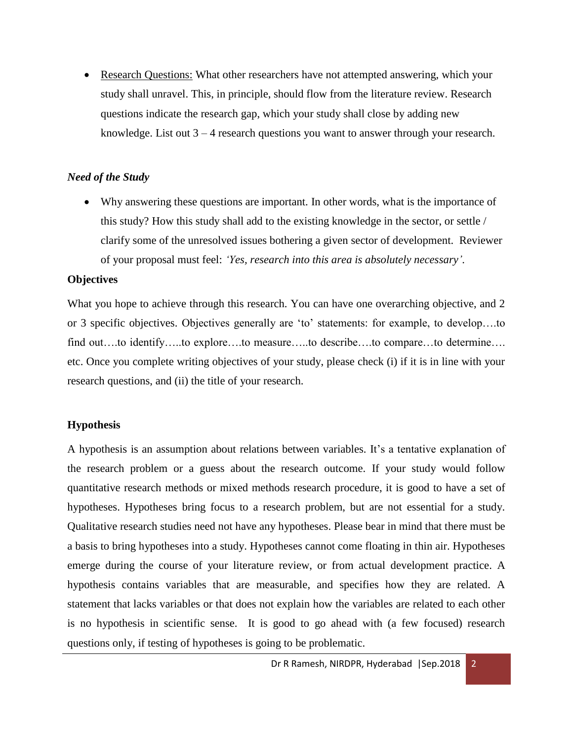- <u>Research Questions:</u> What other researchers have not attempted answering, which your study shall unravel. This, in principle, should flow from the literature review. Research questions indicate the research gap, which your study shall close by adding new knowledge. List out 3 – 4 research questions you want to answer through your research.

### *Need of the Study*

- Why answering these questions are important. In other words, what is the importance of this study? How this study shall add to the existing knowledge in the sector, or settle / clarify some of the unresolved issues bothering a given sector of development. Reviewer of your proposal must feel: *'Yes, research into this area is absolutely necessary'.*

### **Objectives**

What you hope to achieve through this research. You can have one overarching objective, and 2 or 3 specific objectives. Objectives generally are 'to' statements: for example, to develop….to find out….to identify…..to explore….to measure…..to describe….to compare…to determine…. etc. Once you complete writing objectives of your study, please check (i) if it is in line with your research questions, and (ii) the title of your research.

### **Hypothesis**

A hypothesis is an assumption about relations between variables. It's a tentative explanation of the research problem or a guess about the research outcome. If your study would follow quantitative research methods or mixed methods research procedure, it is good to have a set of hypotheses. Hypotheses bring focus to a research problem, but are not essential for a study. Qualitative research studies need not have any hypotheses. Please bear in mind that there must be a basis to bring hypotheses into a study. Hypotheses cannot come floating in thin air. Hypotheses emerge during the course of your literature review, or from actual development practice. A hypothesis contains variables that are measurable, and specifies how they are related. A statement that lacks variables or that does not explain how the variables are related to each other is no hypothesis in scientific sense. It is good to go ahead with (a few focused) research questions only, if testing of hypotheses is going to be problematic.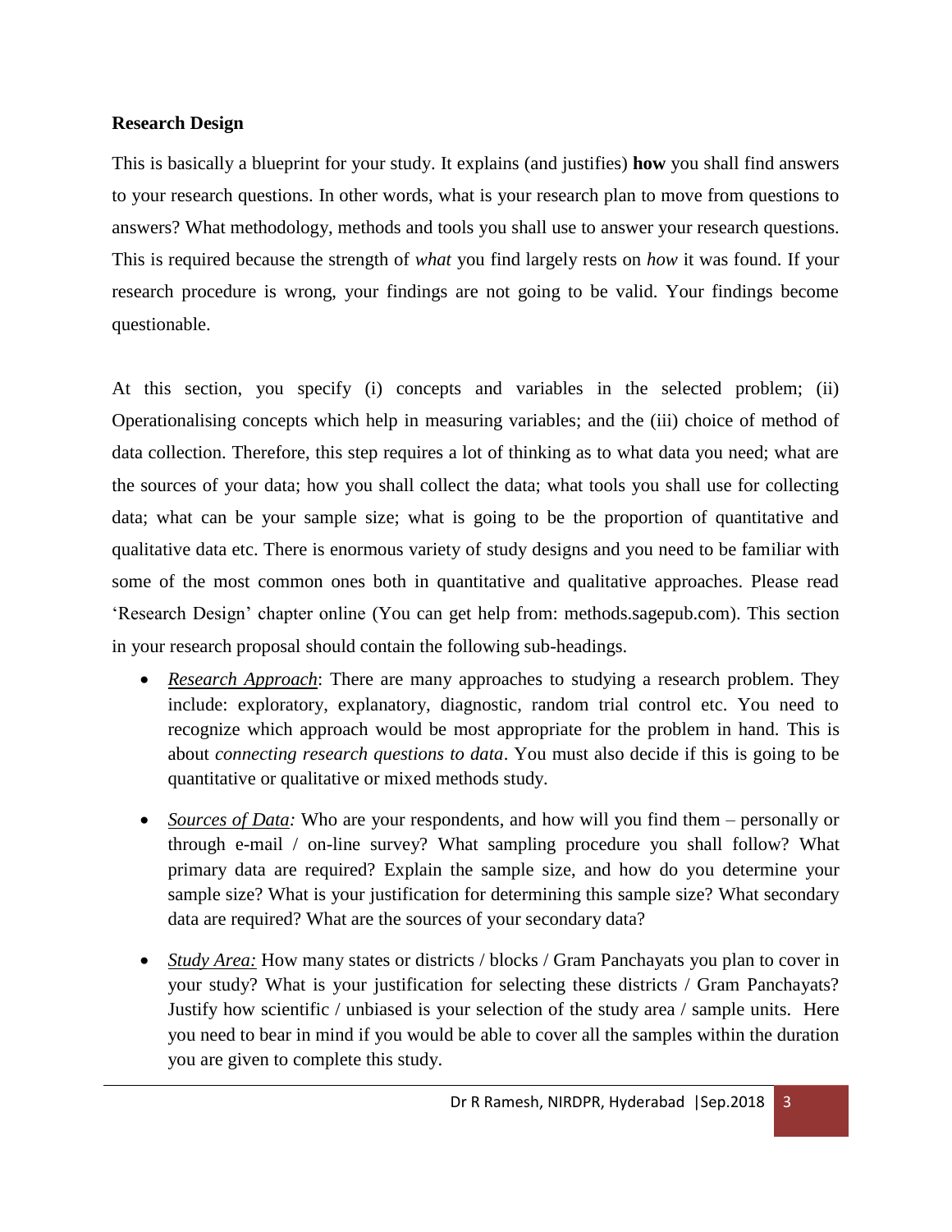## Research Design

This is basically a blueprint for your study. It explains (and justifies) **how** you shall find answers to your research questions. In other words, what is your research plan to move from questions to answers? What methodology, methods and tools you shall use to answer your research questions. This is required because the strength of *what* you find largely rests on *how* it was found. If your research procedure is wrong, your findings are not going to be valid. Your findings become questionable.

At this section, you specify (i) concepts and variables in the selected problem; (ii) Operationalising concepts which help in measuring variables; and the (iii) choice of method of data collection. Therefore, this step requires a lot of thinking as to what data you need; what are the sources of your data; how you shall collect the data; what tools you shall use for collecting data; what can be your sample size; what is going to be the proportion of quantitative and qualitative data etc. There is enormous variety of study designs and you need to be familiar with some of the most common ones both in quantitative and qualitative approaches. Please read 'Research Design' chapter online (You can get help from: methods.sagepub.com). This section in your research proposal should contain the following sub-headings.

- ***Research Approach***: There are many approaches to studying a research problem. They include: exploratory, explanatory, diagnostic, random trial control etc. You need to recognize which approach would be most appropriate for the problem in hand. This is about *connecting research questions to data*. You must also decide if this is going to be quantitative or qualitative or mixed methods study.

- ***Sources of Data:*** Who are your respondents, and how will you find them – personally or through e-mail / on-line survey? What sampling procedure you shall follow? What primary data are required? Explain the sample size, and how do you determine your sample size? What is your justification for determining this sample size? What secondary data are required? What are the sources of your secondary data?

- ***Study Area:*** How many states or districts / blocks / Gram Panchayats you plan to cover in your study? What is your justification for selecting these districts / Gram Panchayats? Justify how scientific / unbiased is your selection of the study area / sample units. Here you need to bear in mind if you would be able to cover all the samples within the duration you are given to complete this study.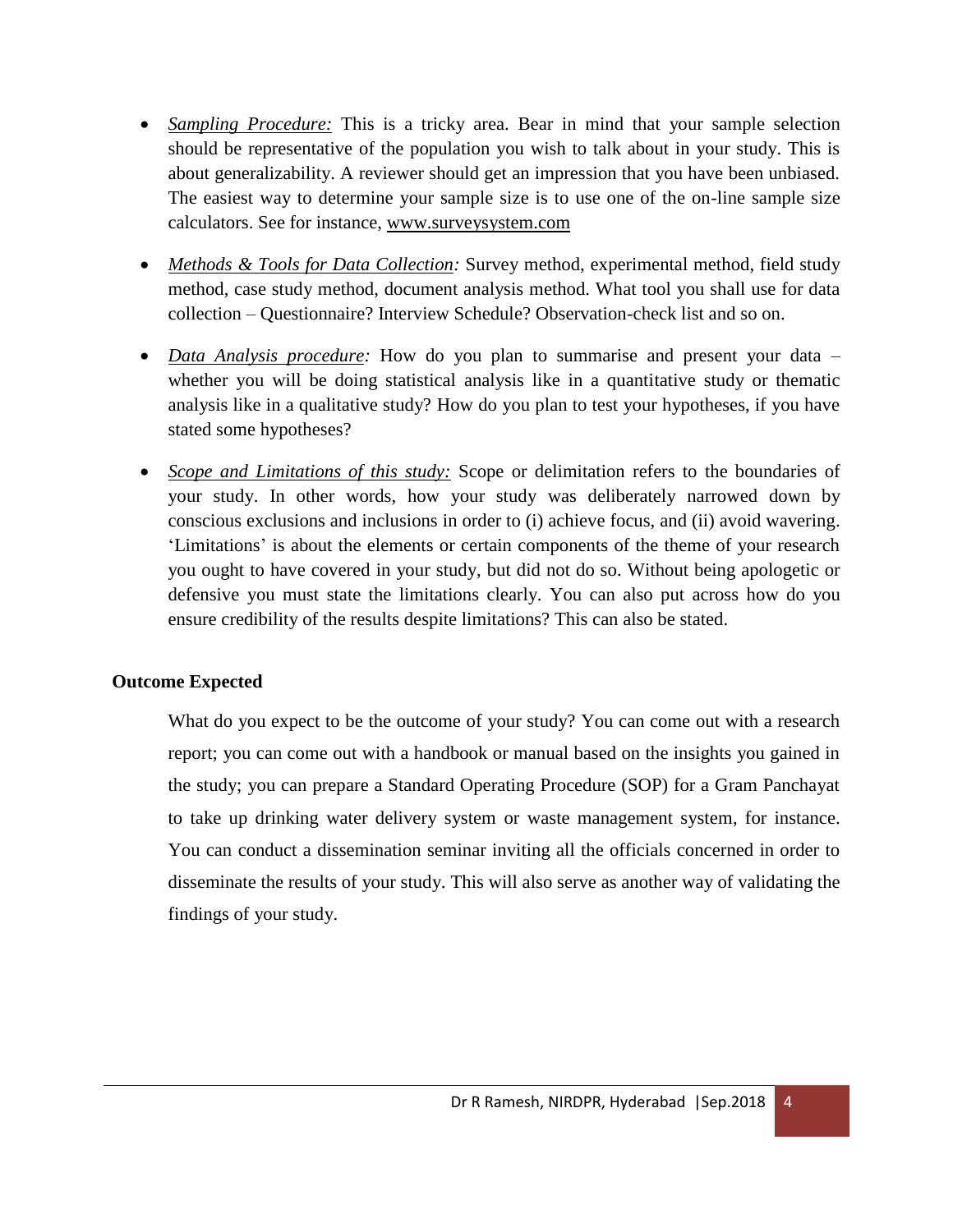- *Sampling Procedure:* This is a tricky area. Bear in mind that your sample selection should be representative of the population you wish to talk about in your study. This is about generalizability. A reviewer should get an impression that you have been unbiased. The easiest way to determine your sample size is to use one of the on-line sample size calculators. See for instance, www.surveysystem.com

- *Methods & Tools for Data Collection:* Survey method, experimental method, field study method, case study method, document analysis method. What tool you shall use for data collection – Questionnaire? Interview Schedule? Observation-check list and so on.

- *Data Analysis procedure:* How do you plan to summarise and present your data – whether you will be doing statistical analysis like in a quantitative study or thematic analysis like in a qualitative study? How do you plan to test your hypotheses, if you have stated some hypotheses?

- *Scope and Limitations of this study:* Scope or delimitation refers to the boundaries of your study. In other words, how your study was deliberately narrowed down by conscious exclusions and inclusions in order to (i) achieve focus, and (ii) avoid wavering. 'Limitations' is about the elements or certain components of the theme of your research you ought to have covered in your study, but did not do so. Without being apologetic or defensive you must state the limitations clearly. You can also put across how do you ensure credibility of the results despite limitations? This can also be stated.

**Outcome Expected**

What do you expect to be the outcome of your study? You can come out with a research report; you can come out with a handbook or manual based on the insights you gained in the study; you can prepare a Standard Operating Procedure (SOP) for a Gram Panchayat to take up drinking water delivery system or waste management system, for instance. You can conduct a dissemination seminar inviting all the officials concerned in order to disseminate the results of your study. This will also serve as another way of validating the findings of your study.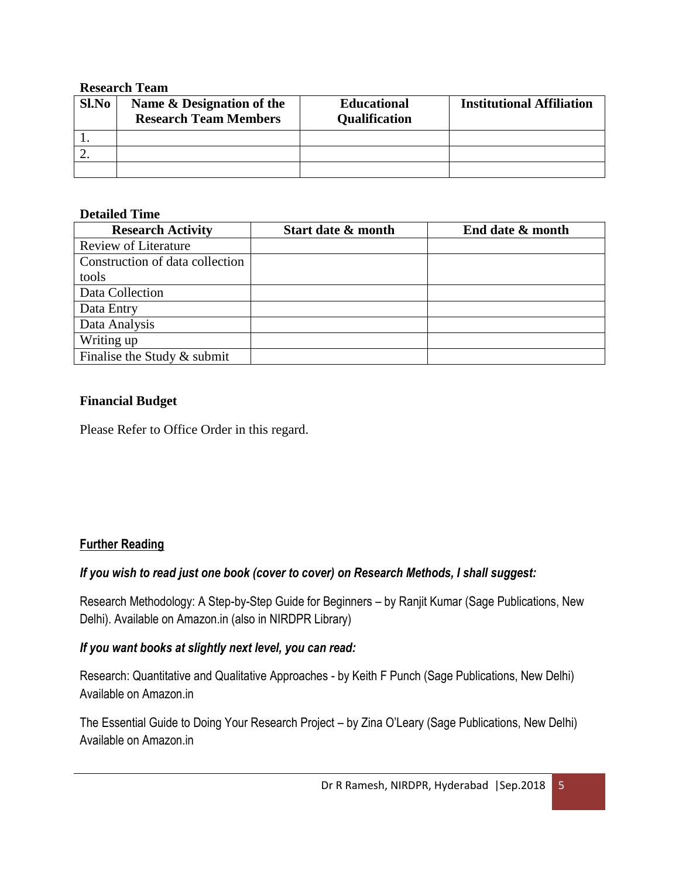**Research Team**

| Sl.No | Name & Designation of the Research Team Members | Educational Qualification | Institutional Affiliation |
|---|---|---|---|
| 1. | | | |
| 2. | | | |
| | | | |

**Detailed Time**

| Research Activity | Start date & month | End date & month |
|---|---|---|
| Review of Literature | | |
| Construction of data collection tools | | |
| Data Collection | | |
| Data Entry | | |
| Data Analysis | | |
| Writing up | | |
| Finalise the Study & submit | | |

**Financial Budget**

Please Refer to Office Order in this regard.

**Further Reading**

***If you wish to read just one book (cover to cover) on Research Methods, I shall suggest:***

Research Methodology: A Step-by-Step Guide for Beginners – by Ranjit Kumar (Sage Publications, New Delhi). Available on Amazon.in (also in NIRDPR Library)

***If you want books at slightly next level, you can read:***

Research: Quantitative and Qualitative Approaches - by Keith F Punch (Sage Publications, New Delhi) Available on Amazon.in

The Essential Guide to Doing Your Research Project – by Zina O'Leary (Sage Publications, New Delhi) Available on Amazon.in